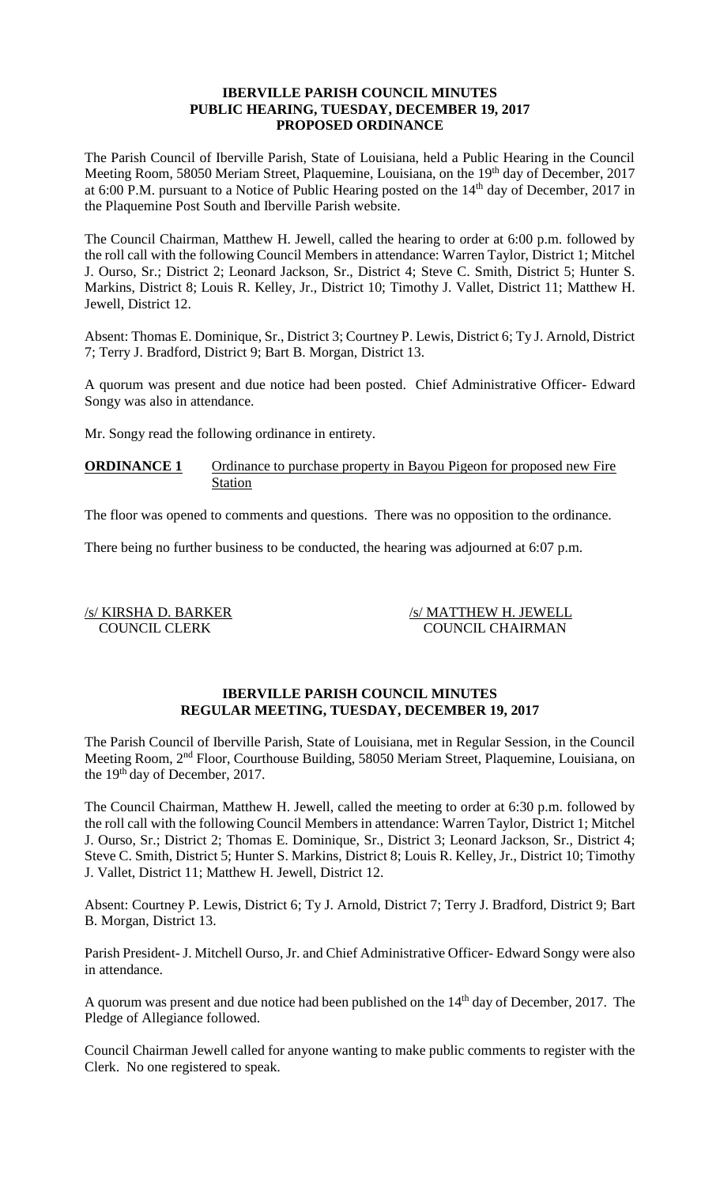**IBERVILLE PARISH COUNCIL MINUTES**
**PUBLIC HEARING, TUESDAY, DECEMBER 19, 2017**
**PROPOSED ORDINANCE**

The Parish Council of Iberville Parish, State of Louisiana, held a Public Hearing in the Council Meeting Room, 58050 Meriam Street, Plaquemine, Louisiana, on the 19th day of December, 2017 at 6:00 P.M. pursuant to a Notice of Public Hearing posted on the 14th day of December, 2017 in the Plaquemine Post South and Iberville Parish website.

The Council Chairman, Matthew H. Jewell, called the hearing to order at 6:00 p.m. followed by the roll call with the following Council Members in attendance: Warren Taylor, District 1; Mitchel J. Ourso, Sr.; District 2; Leonard Jackson, Sr., District 4; Steve C. Smith, District 5; Hunter S. Markins, District 8; Louis R. Kelley, Jr., District 10; Timothy J. Vallet, District 11; Matthew H. Jewell, District 12.

Absent: Thomas E. Dominique, Sr., District 3; Courtney P. Lewis, District 6; Ty J. Arnold, District 7; Terry J. Bradford, District 9; Bart B. Morgan, District 13.

A quorum was present and due notice had been posted. Chief Administrative Officer- Edward Songy was also in attendance.

Mr. Songy read the following ordinance in entirety.

**ORDINANCE 1** Ordinance to purchase property in Bayou Pigeon for proposed new Fire Station

The floor was opened to comments and questions. There was no opposition to the ordinance.

There being no further business to be conducted, the hearing was adjourned at 6:07 p.m.

/s/ KIRSHA D. BARKER
COUNCIL CLERK

/s/ MATTHEW H. JEWELL
COUNCIL CHAIRMAN

**IBERVILLE PARISH COUNCIL MINUTES**
**REGULAR MEETING, TUESDAY, DECEMBER 19, 2017**

The Parish Council of Iberville Parish, State of Louisiana, met in Regular Session, in the Council Meeting Room, 2nd Floor, Courthouse Building, 58050 Meriam Street, Plaquemine, Louisiana, on the 19th day of December, 2017.

The Council Chairman, Matthew H. Jewell, called the meeting to order at 6:30 p.m. followed by the roll call with the following Council Members in attendance: Warren Taylor, District 1; Mitchel J. Ourso, Sr.; District 2; Thomas E. Dominique, Sr., District 3; Leonard Jackson, Sr., District 4; Steve C. Smith, District 5; Hunter S. Markins, District 8; Louis R. Kelley, Jr., District 10; Timothy J. Vallet, District 11; Matthew H. Jewell, District 12.

Absent: Courtney P. Lewis, District 6; Ty J. Arnold, District 7; Terry J. Bradford, District 9; Bart B. Morgan, District 13.

Parish President- J. Mitchell Ourso, Jr. and Chief Administrative Officer- Edward Songy were also in attendance.

A quorum was present and due notice had been published on the 14th day of December, 2017. The Pledge of Allegiance followed.

Council Chairman Jewell called for anyone wanting to make public comments to register with the Clerk. No one registered to speak.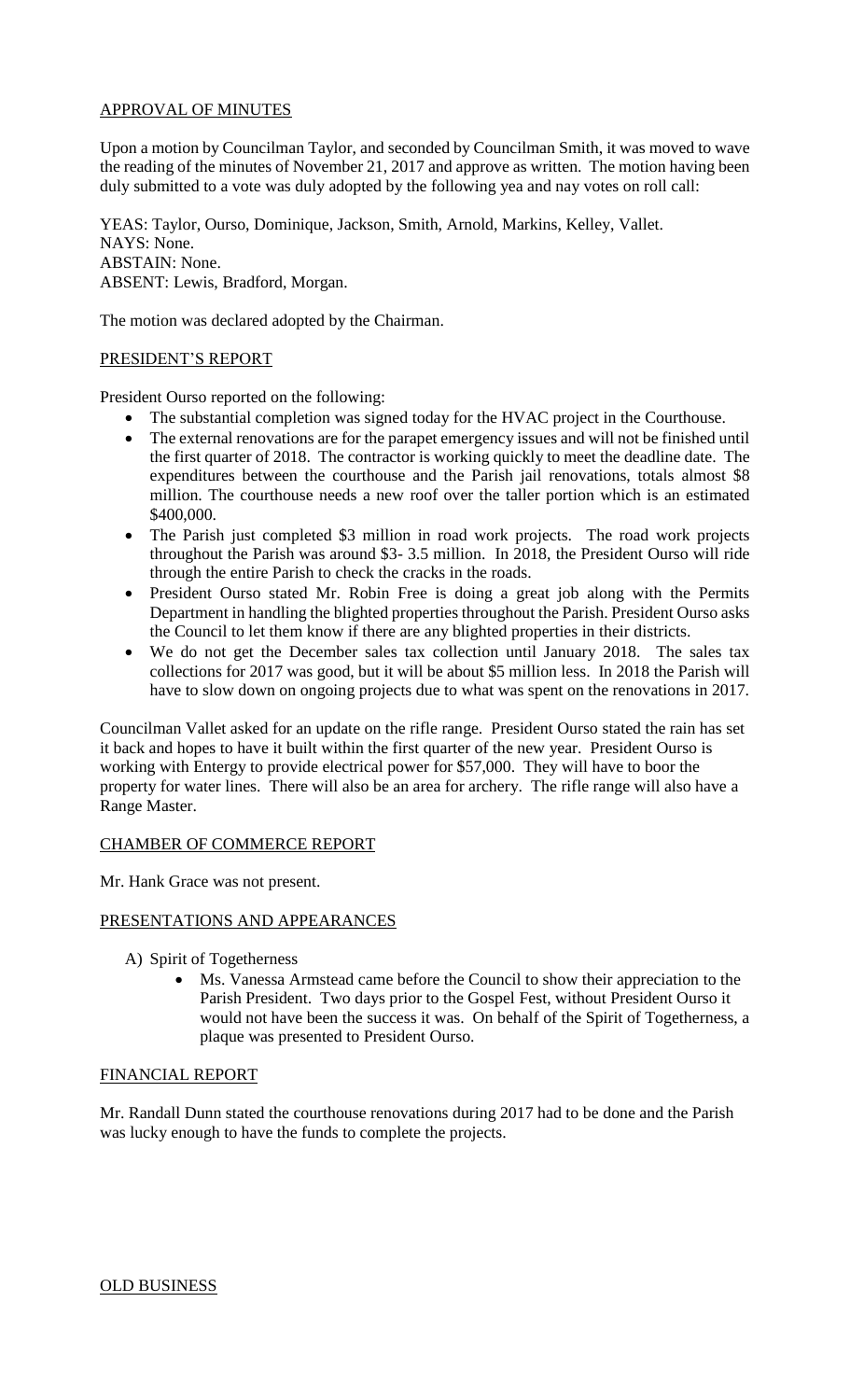## APPROVAL OF MINUTES

Upon a motion by Councilman Taylor, and seconded by Councilman Smith, it was moved to wave the reading of the minutes of November 21, 2017 and approve as written. The motion having been duly submitted to a vote was duly adopted by the following yea and nay votes on roll call:

YEAS: Taylor, Ourso, Dominique, Jackson, Smith, Arnold, Markins, Kelley, Vallet.
NAYS: None.
ABSTAIN: None.
ABSENT: Lewis, Bradford, Morgan.

The motion was declared adopted by the Chairman.

## PRESIDENT'S REPORT

President Ourso reported on the following:

- The substantial completion was signed today for the HVAC project in the Courthouse.
- The external renovations are for the parapet emergency issues and will not be finished until the first quarter of 2018. The contractor is working quickly to meet the deadline date. The expenditures between the courthouse and the Parish jail renovations, totals almost $8 million. The courthouse needs a new roof over the taller portion which is an estimated $400,000.
- The Parish just completed $3 million in road work projects. The road work projects throughout the Parish was around $3- 3.5 million. In 2018, the President Ourso will ride through the entire Parish to check the cracks in the roads.
- President Ourso stated Mr. Robin Free is doing a great job along with the Permits Department in handling the blighted properties throughout the Parish. President Ourso asks the Council to let them know if there are any blighted properties in their districts.
- We do not get the December sales tax collection until January 2018. The sales tax collections for 2017 was good, but it will be about $5 million less. In 2018 the Parish will have to slow down on ongoing projects due to what was spent on the renovations in 2017.

Councilman Vallet asked for an update on the rifle range. President Ourso stated the rain has set it back and hopes to have it built within the first quarter of the new year. President Ourso is working with Entergy to provide electrical power for $57,000. They will have to boor the property for water lines. There will also be an area for archery. The rifle range will also have a Range Master.

## CHAMBER OF COMMERCE REPORT

Mr. Hank Grace was not present.

## PRESENTATIONS AND APPEARANCES

A) Spirit of Togetherness
- Ms. Vanessa Armstead came before the Council to show their appreciation to the Parish President. Two days prior to the Gospel Fest, without President Ourso it would not have been the success it was. On behalf of the Spirit of Togetherness, a plaque was presented to President Ourso.

## FINANCIAL REPORT

Mr. Randall Dunn stated the courthouse renovations during 2017 had to be done and the Parish was lucky enough to have the funds to complete the projects.

## OLD BUSINESS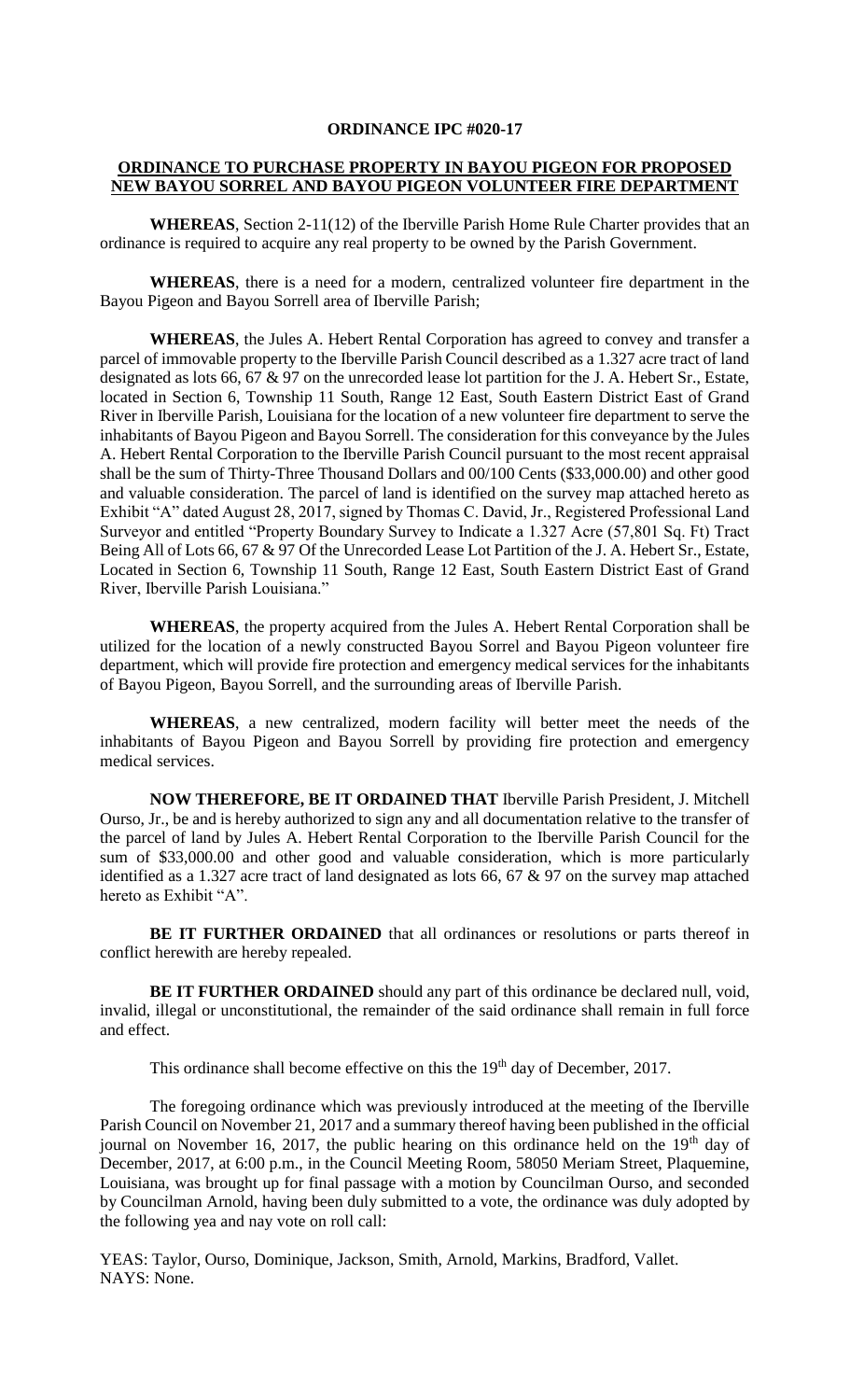**ORDINANCE IPC #020-17**

**ORDINANCE TO PURCHASE PROPERTY IN BAYOU PIGEON FOR PROPOSED NEW BAYOU SORREL AND BAYOU PIGEON VOLUNTEER FIRE DEPARTMENT**

**WHEREAS**, Section 2-11(12) of the Iberville Parish Home Rule Charter provides that an ordinance is required to acquire any real property to be owned by the Parish Government.

**WHEREAS**, there is a need for a modern, centralized volunteer fire department in the Bayou Pigeon and Bayou Sorrell area of Iberville Parish;

**WHEREAS**, the Jules A. Hebert Rental Corporation has agreed to convey and transfer a parcel of immovable property to the Iberville Parish Council described as a 1.327 acre tract of land designated as lots 66, 67 & 97 on the unrecorded lease lot partition for the J. A. Hebert Sr., Estate, located in Section 6, Township 11 South, Range 12 East, South Eastern District East of Grand River in Iberville Parish, Louisiana for the location of a new volunteer fire department to serve the inhabitants of Bayou Pigeon and Bayou Sorrell. The consideration for this conveyance by the Jules A. Hebert Rental Corporation to the Iberville Parish Council pursuant to the most recent appraisal shall be the sum of Thirty-Three Thousand Dollars and 00/100 Cents ($33,000.00) and other good and valuable consideration. The parcel of land is identified on the survey map attached hereto as Exhibit "A" dated August 28, 2017, signed by Thomas C. David, Jr., Registered Professional Land Surveyor and entitled "Property Boundary Survey to Indicate a 1.327 Acre (57,801 Sq. Ft) Tract Being All of Lots 66, 67 & 97 Of the Unrecorded Lease Lot Partition of the J. A. Hebert Sr., Estate, Located in Section 6, Township 11 South, Range 12 East, South Eastern District East of Grand River, Iberville Parish Louisiana."

**WHEREAS**, the property acquired from the Jules A. Hebert Rental Corporation shall be utilized for the location of a newly constructed Bayou Sorrel and Bayou Pigeon volunteer fire department, which will provide fire protection and emergency medical services for the inhabitants of Bayou Pigeon, Bayou Sorrell, and the surrounding areas of Iberville Parish.

**WHEREAS**, a new centralized, modern facility will better meet the needs of the inhabitants of Bayou Pigeon and Bayou Sorrell by providing fire protection and emergency medical services.

**NOW THEREFORE, BE IT ORDAINED THAT** Iberville Parish President, J. Mitchell Ourso, Jr., be and is hereby authorized to sign any and all documentation relative to the transfer of the parcel of land by Jules A. Hebert Rental Corporation to the Iberville Parish Council for the sum of $33,000.00 and other good and valuable consideration, which is more particularly identified as a 1.327 acre tract of land designated as lots 66, 67 & 97 on the survey map attached hereto as Exhibit "A".

**BE IT FURTHER ORDAINED** that all ordinances or resolutions or parts thereof in conflict herewith are hereby repealed.

**BE IT FURTHER ORDAINED** should any part of this ordinance be declared null, void, invalid, illegal or unconstitutional, the remainder of the said ordinance shall remain in full force and effect.

This ordinance shall become effective on this the 19th day of December, 2017.

The foregoing ordinance which was previously introduced at the meeting of the Iberville Parish Council on November 21, 2017 and a summary thereof having been published in the official journal on November 16, 2017, the public hearing on this ordinance held on the 19th day of December, 2017, at 6:00 p.m., in the Council Meeting Room, 58050 Meriam Street, Plaquemine, Louisiana, was brought up for final passage with a motion by Councilman Ourso, and seconded by Councilman Arnold, having been duly submitted to a vote, the ordinance was duly adopted by the following yea and nay vote on roll call:

YEAS: Taylor, Ourso, Dominique, Jackson, Smith, Arnold, Markins, Bradford, Vallet.
NAYS: None.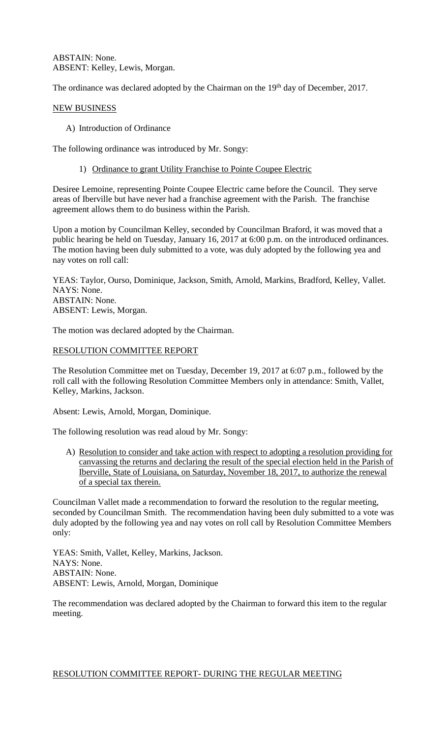ABSTAIN: None.
ABSENT: Kelley, Lewis, Morgan.

The ordinance was declared adopted by the Chairman on the 19th day of December, 2017.

NEW BUSINESS

A) Introduction of Ordinance

The following ordinance was introduced by Mr. Songy:

1) Ordinance to grant Utility Franchise to Pointe Coupee Electric

Desiree Lemoine, representing Pointe Coupee Electric came before the Council. They serve areas of Iberville but have never had a franchise agreement with the Parish. The franchise agreement allows them to do business within the Parish.

Upon a motion by Councilman Kelley, seconded by Councilman Braford, it was moved that a public hearing be held on Tuesday, January 16, 2017 at 6:00 p.m. on the introduced ordinances. The motion having been duly submitted to a vote, was duly adopted by the following yea and nay votes on roll call:

YEAS: Taylor, Ourso, Dominique, Jackson, Smith, Arnold, Markins, Bradford, Kelley, Vallet.
NAYS: None.
ABSTAIN: None.
ABSENT: Lewis, Morgan.

The motion was declared adopted by the Chairman.

RESOLUTION COMMITTEE REPORT

The Resolution Committee met on Tuesday, December 19, 2017 at 6:07 p.m., followed by the roll call with the following Resolution Committee Members only in attendance: Smith, Vallet, Kelley, Markins, Jackson.

Absent: Lewis, Arnold, Morgan, Dominique.

The following resolution was read aloud by Mr. Songy:

A) Resolution to consider and take action with respect to adopting a resolution providing for canvassing the returns and declaring the result of the special election held in the Parish of Iberville, State of Louisiana, on Saturday, November 18, 2017, to authorize the renewal of a special tax therein.

Councilman Vallet made a recommendation to forward the resolution to the regular meeting, seconded by Councilman Smith. The recommendation having been duly submitted to a vote was duly adopted by the following yea and nay votes on roll call by Resolution Committee Members only:

YEAS: Smith, Vallet, Kelley, Markins, Jackson.
NAYS: None.
ABSTAIN: None.
ABSENT: Lewis, Arnold, Morgan, Dominique

The recommendation was declared adopted by the Chairman to forward this item to the regular meeting.

RESOLUTION COMMITTEE REPORT- DURING THE REGULAR MEETING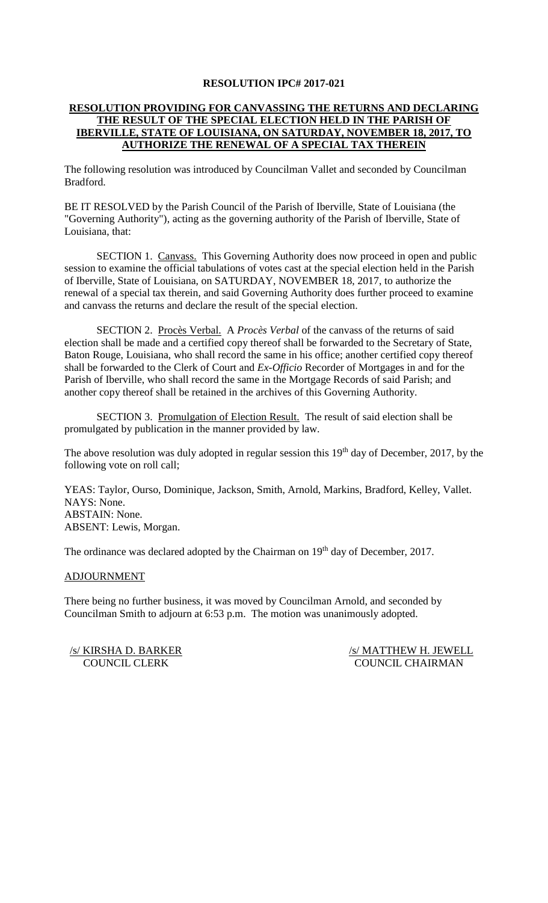**RESOLUTION IPC# 2017-021**

**RESOLUTION PROVIDING FOR CANVASSING THE RETURNS AND DECLARING THE RESULT OF THE SPECIAL ELECTION HELD IN THE PARISH OF IBERVILLE, STATE OF LOUISIANA, ON SATURDAY, NOVEMBER 18, 2017, TO AUTHORIZE THE RENEWAL OF A SPECIAL TAX THEREIN**

The following resolution was introduced by Councilman Vallet and seconded by Councilman Bradford.

BE IT RESOLVED by the Parish Council of the Parish of Iberville, State of Louisiana (the "Governing Authority"), acting as the governing authority of the Parish of Iberville, State of Louisiana, that:

SECTION 1. Canvass. This Governing Authority does now proceed in open and public session to examine the official tabulations of votes cast at the special election held in the Parish of Iberville, State of Louisiana, on SATURDAY, NOVEMBER 18, 2017, to authorize the renewal of a special tax therein, and said Governing Authority does further proceed to examine and canvass the returns and declare the result of the special election.

SECTION 2. Procès Verbal. A *Procès Verbal* of the canvass of the returns of said election shall be made and a certified copy thereof shall be forwarded to the Secretary of State, Baton Rouge, Louisiana, who shall record the same in his office; another certified copy thereof shall be forwarded to the Clerk of Court and *Ex-Officio* Recorder of Mortgages in and for the Parish of Iberville, who shall record the same in the Mortgage Records of said Parish; and another copy thereof shall be retained in the archives of this Governing Authority.

SECTION 3. Promulgation of Election Result. The result of said election shall be promulgated by publication in the manner provided by law.

The above resolution was duly adopted in regular session this 19th day of December, 2017, by the following vote on roll call;

YEAS: Taylor, Ourso, Dominique, Jackson, Smith, Arnold, Markins, Bradford, Kelley, Vallet.
NAYS: None.
ABSTAIN: None.
ABSENT: Lewis, Morgan.

The ordinance was declared adopted by the Chairman on 19th day of December, 2017.

ADJOURNMENT

There being no further business, it was moved by Councilman Arnold, and seconded by Councilman Smith to adjourn at 6:53 p.m. The motion was unanimously adopted.

/s/ KIRSHA D. BARKER
COUNCIL CLERK

/s/ MATTHEW H. JEWELL
COUNCIL CHAIRMAN